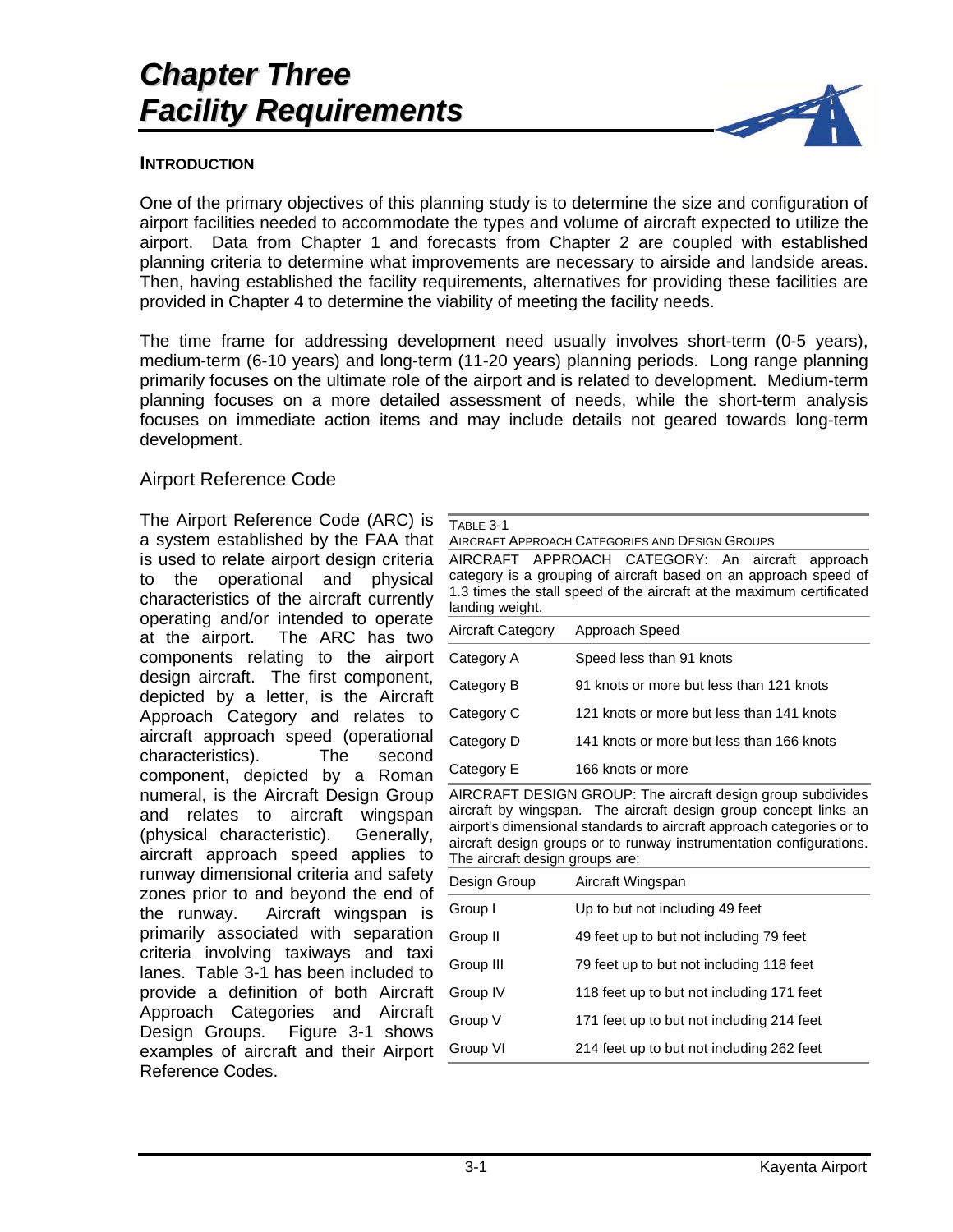# Chapter Three
# Facility Requirements

## INTRODUCTION

One of the primary objectives of this planning study is to determine the size and configuration of airport facilities needed to accommodate the types and volume of aircraft expected to utilize the airport. Data from Chapter 1 and forecasts from Chapter 2 are coupled with established planning criteria to determine what improvements are necessary to airside and landside areas. Then, having established the facility requirements, alternatives for providing these facilities are provided in Chapter 4 to determine the viability of meeting the facility needs.

The time frame for addressing development need usually involves short-term (0-5 years), medium-term (6-10 years) and long-term (11-20 years) planning periods. Long range planning primarily focuses on the ultimate role of the airport and is related to development. Medium-term planning focuses on a more detailed assessment of needs, while the short-term analysis focuses on immediate action items and may include details not geared towards long-term development.

### Airport Reference Code

The Airport Reference Code (ARC) is a system established by the FAA that is used to relate airport design criteria to the operational and physical characteristics of the aircraft currently operating and/or intended to operate at the airport. The ARC has two components relating to the airport design aircraft. The first component, depicted by a letter, is the Aircraft Approach Category and relates to aircraft approach speed (operational characteristics). The second component, depicted by a Roman numeral, is the Aircraft Design Group and relates to aircraft wingspan (physical characteristic). Generally, aircraft approach speed applies to runway dimensional criteria and safety zones prior to and beyond the end of the runway. Aircraft wingspan is primarily associated with separation criteria involving taxiways and taxi lanes. Table 3-1 has been included to provide a definition of both Aircraft Approach Categories and Aircraft Design Groups. Figure 3-1 shows examples of aircraft and their Airport Reference Codes.

TABLE 3-1
AIRCRAFT APPROACH CATEGORIES AND DESIGN GROUPS

AIRCRAFT APPROACH CATEGORY: An aircraft approach category is a grouping of aircraft based on an approach speed of 1.3 times the stall speed of the aircraft at the maximum certificated landing weight.

| Aircraft Category | Approach Speed |
|---|---|
| Category A | Speed less than 91 knots |
| Category B | 91 knots or more but less than 121 knots |
| Category C | 121 knots or more but less than 141 knots |
| Category D | 141 knots or more but less than 166 knots |
| Category E | 166 knots or more |

AIRCRAFT DESIGN GROUP: The aircraft design group subdivides aircraft by wingspan. The aircraft design group concept links an airport's dimensional standards to aircraft approach categories or to aircraft design groups or to runway instrumentation configurations. The aircraft design groups are:

| Design Group | Aircraft Wingspan |
|---|---|
| Group I | Up to but not including 49 feet |
| Group II | 49 feet up to but not including 79 feet |
| Group III | 79 feet up to but not including 118 feet |
| Group IV | 118 feet up to but not including 171 feet |
| Group V | 171 feet up to but not including 214 feet |
| Group VI | 214 feet up to but not including 262 feet |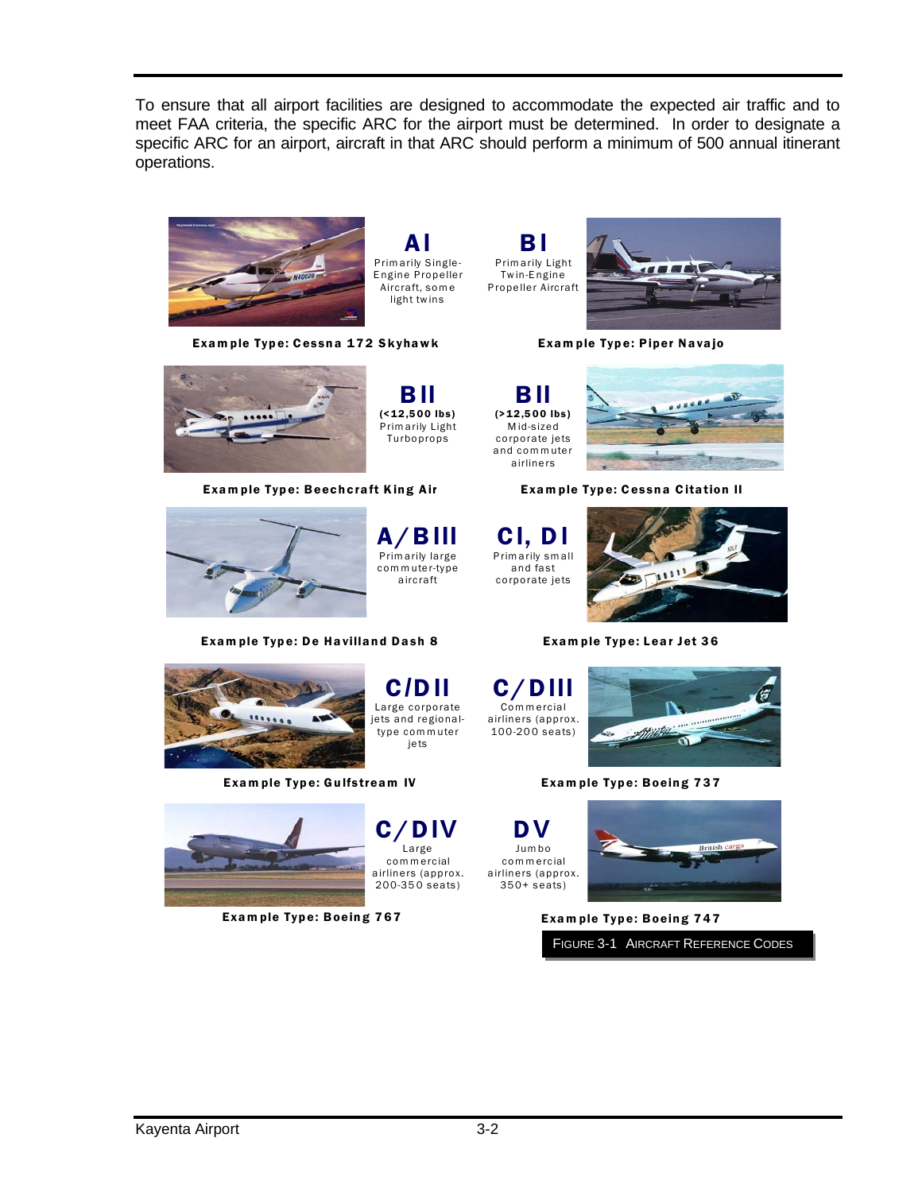To ensure that all airport facilities are designed to accommodate the expected air traffic and to meet FAA criteria, the specific ARC for the airport must be determined. In order to designate a specific ARC for an airport, aircraft in that ARC should perform a minimum of 500 annual itinerant operations.

**AI**
Primarily Single-Engine Propeller Aircraft, some light twins

**Example Type: Cessna 172 Skyhawk**

**BI**
Primarily Light Twin-Engine Propeller Aircraft

**Example Type: Piper Navajo**

**BII**
**(<12,500 lbs)**
Primarily Light Turboprops

**Example Type: Beechcraft King Air**

**BII**
**(>12,500 lbs)**
Mid-sized corporate jets and commuter airliners

**Example Type: Cessna Citation II**

**A/BIII**
Primarily large commuter-type aircraft

**Example Type: De Havilland Dash 8**

**CI, DI**
Primarily small and fast corporate jets

**Example Type: Lear Jet 36**

**C/DII**
Large corporate jets and regional-type commuter jets

**Example Type: Gulfstream IV**

**C/DIII**
Commercial airliners (approx. 100-200 seats)

**Example Type: Boeing 737**

**C/DIV**
Large commercial airliners (approx. 200-350 seats)

**Example Type: Boeing 767**

**DV**
Jumbo commercial airliners (approx. 350+ seats)

**Example Type: Boeing 747**

FIGURE 3-1 AIRCRAFT REFERENCE CODES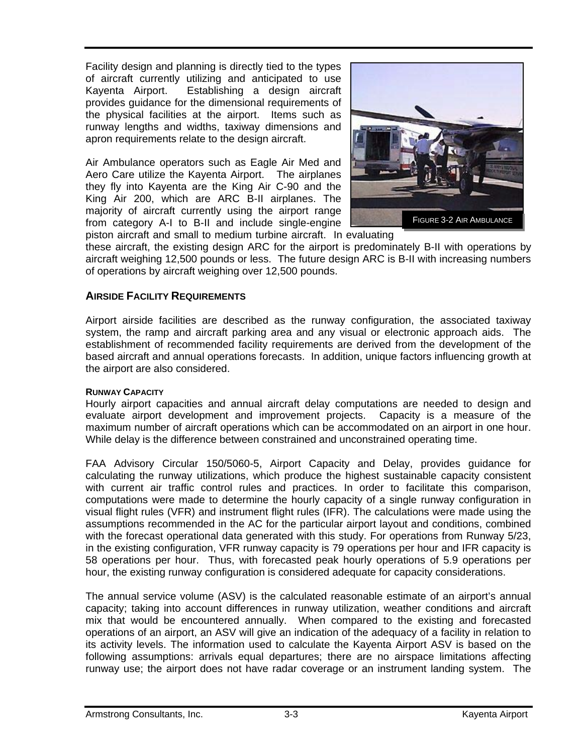Facility design and planning is directly tied to the types of aircraft currently utilizing and anticipated to use Kayenta Airport. Establishing a design aircraft provides guidance for the dimensional requirements of the physical facilities at the airport. Items such as runway lengths and widths, taxiway dimensions and apron requirements relate to the design aircraft.

Air Ambulance operators such as Eagle Air Med and Aero Care utilize the Kayenta Airport. The airplanes they fly into Kayenta are the King Air C-90 and the King Air 200, which are ARC B-II airplanes. The majority of aircraft currently using the airport range from category A-I to B-II and include single-engine piston aircraft and small to medium turbine aircraft. In evaluating these aircraft, the existing design ARC for the airport is predominately B-II with operations by aircraft weighing 12,500 pounds or less. The future design ARC is B-II with increasing numbers of operations by aircraft weighing over 12,500 pounds.

FIGURE 3-2 AIR AMBULANCE

## AIRSIDE FACILITY REQUIREMENTS

Airport airside facilities are described as the runway configuration, the associated taxiway system, the ramp and aircraft parking area and any visual or electronic approach aids. The establishment of recommended facility requirements are derived from the development of the based aircraft and annual operations forecasts. In addition, unique factors influencing growth at the airport are also considered.

### RUNWAY CAPACITY

Hourly airport capacities and annual aircraft delay computations are needed to design and evaluate airport development and improvement projects. Capacity is a measure of the maximum number of aircraft operations which can be accommodated on an airport in one hour. While delay is the difference between constrained and unconstrained operating time.

FAA Advisory Circular 150/5060-5, Airport Capacity and Delay, provides guidance for calculating the runway utilizations, which produce the highest sustainable capacity consistent with current air traffic control rules and practices. In order to facilitate this comparison, computations were made to determine the hourly capacity of a single runway configuration in visual flight rules (VFR) and instrument flight rules (IFR). The calculations were made using the assumptions recommended in the AC for the particular airport layout and conditions, combined with the forecast operational data generated with this study. For operations from Runway 5/23, in the existing configuration, VFR runway capacity is 79 operations per hour and IFR capacity is 58 operations per hour. Thus, with forecasted peak hourly operations of 5.9 operations per hour, the existing runway configuration is considered adequate for capacity considerations.

The annual service volume (ASV) is the calculated reasonable estimate of an airport's annual capacity; taking into account differences in runway utilization, weather conditions and aircraft mix that would be encountered annually. When compared to the existing and forecasted operations of an airport, an ASV will give an indication of the adequacy of a facility in relation to its activity levels. The information used to calculate the Kayenta Airport ASV is based on the following assumptions: arrivals equal departures; there are no airspace limitations affecting runway use; the airport does not have radar coverage or an instrument landing system. The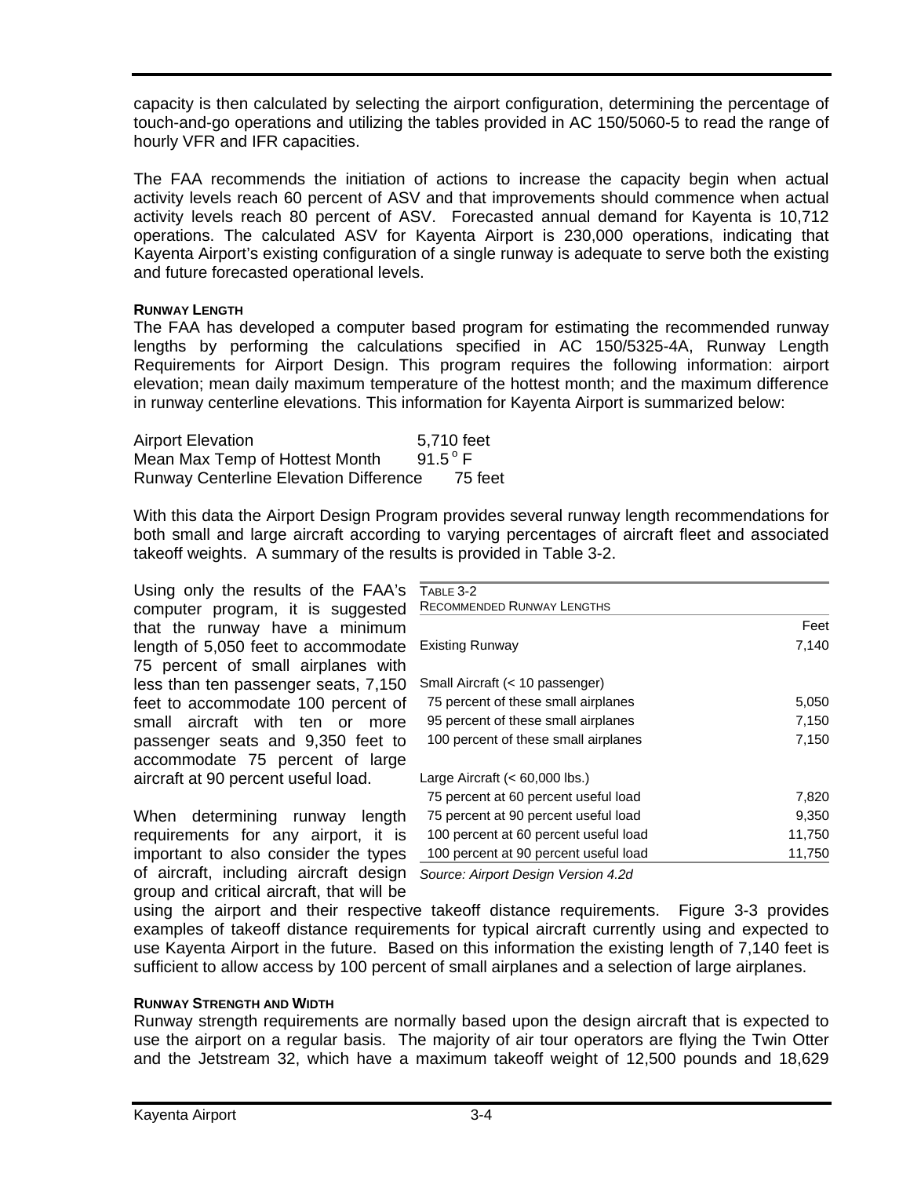capacity is then calculated by selecting the airport configuration, determining the percentage of touch-and-go operations and utilizing the tables provided in AC 150/5060-5 to read the range of hourly VFR and IFR capacities.

The FAA recommends the initiation of actions to increase the capacity begin when actual activity levels reach 60 percent of ASV and that improvements should commence when actual activity levels reach 80 percent of ASV. Forecasted annual demand for Kayenta is 10,712 operations. The calculated ASV for Kayenta Airport is 230,000 operations, indicating that Kayenta Airport's existing configuration of a single runway is adequate to serve both the existing and future forecasted operational levels.

#### RUNWAY LENGTH

The FAA has developed a computer based program for estimating the recommended runway lengths by performing the calculations specified in AC 150/5325-4A, Runway Length Requirements for Airport Design. This program requires the following information: airport elevation; mean daily maximum temperature of the hottest month; and the maximum difference in runway centerline elevations. This information for Kayenta Airport is summarized below:

| | |
|---|---|
| Airport Elevation | 5,710 feet |
| Mean Max Temp of Hottest Month | 91.5° F |
| Runway Centerline Elevation Difference | 75 feet |

With this data the Airport Design Program provides several runway length recommendations for both small and large aircraft according to varying percentages of aircraft fleet and associated takeoff weights. A summary of the results is provided in Table 3-2.

TABLE 3-2
RECOMMENDED RUNWAY LENGTHS

| | Feet |
|---|---:|
| Existing Runway | 7,140 |
| Small Aircraft (< 10 passenger) | |
| 75 percent of these small airplanes | 5,050 |
| 95 percent of these small airplanes | 7,150 |
| 100 percent of these small airplanes | 7,150 |
| Large Aircraft (< 60,000 lbs.) | |
| 75 percent at 60 percent useful load | 7,820 |
| 75 percent at 90 percent useful load | 9,350 |
| 100 percent at 60 percent useful load | 11,750 |
| 100 percent at 90 percent useful load | 11,750 |

*Source: Airport Design Version 4.2d*

Using only the results of the FAA's computer program, it is suggested that the runway have a minimum length of 5,050 feet to accommodate 75 percent of small airplanes with less than ten passenger seats, 7,150 feet to accommodate 100 percent of small aircraft with ten or more passenger seats and 9,350 feet to accommodate 75 percent of large aircraft at 90 percent useful load.

When determining runway length requirements for any airport, it is important to also consider the types of aircraft, including aircraft design group and critical aircraft, that will be using the airport and their respective takeoff distance requirements. Figure 3-3 provides examples of takeoff distance requirements for typical aircraft currently using and expected to use Kayenta Airport in the future. Based on this information the existing length of 7,140 feet is sufficient to allow access by 100 percent of small airplanes and a selection of large airplanes.

#### RUNWAY STRENGTH AND WIDTH

Runway strength requirements are normally based upon the design aircraft that is expected to use the airport on a regular basis. The majority of air tour operators are flying the Twin Otter and the Jetstream 32, which have a maximum takeoff weight of 12,500 pounds and 18,629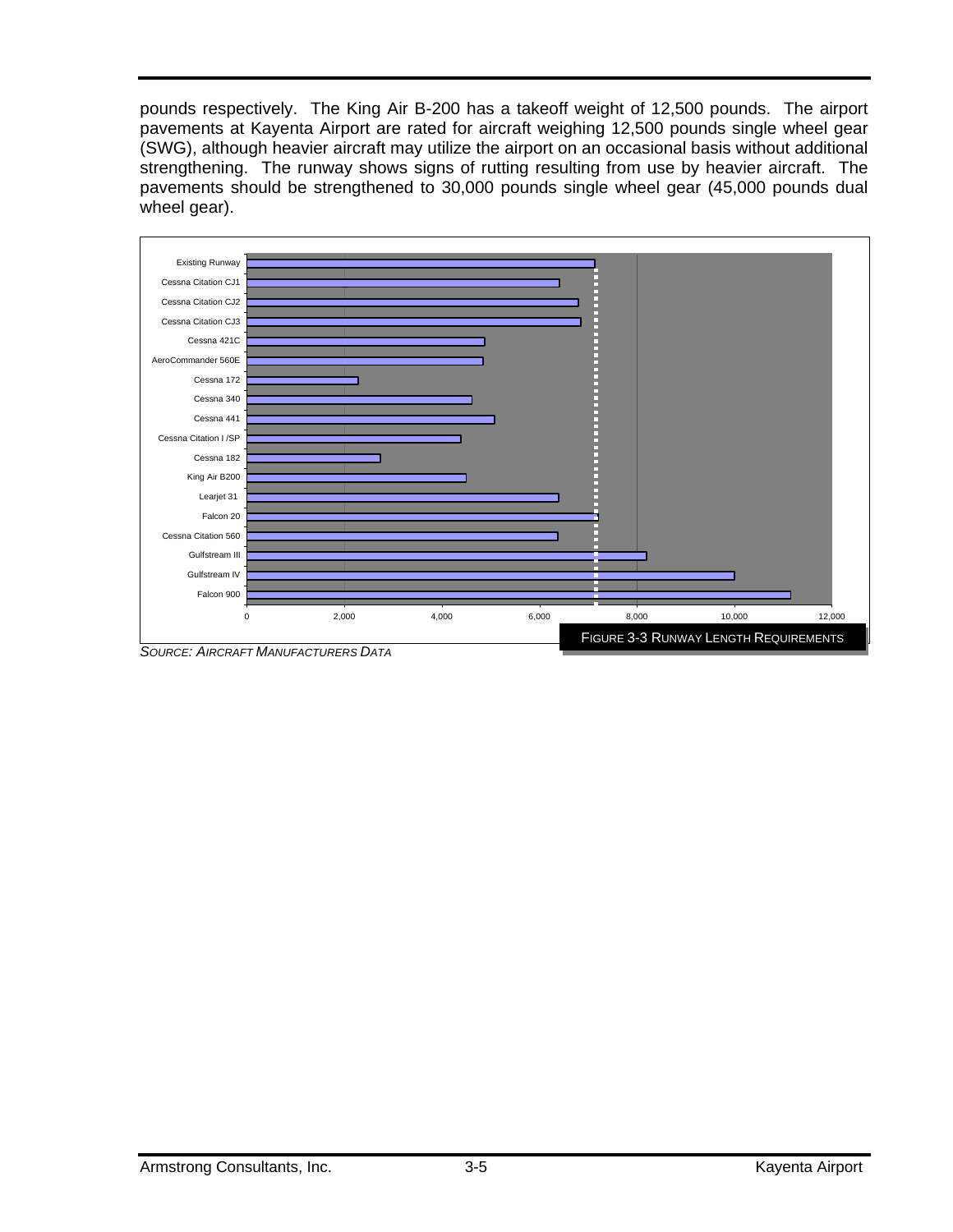pounds respectively. The King Air B-200 has a takeoff weight of 12,500 pounds. The airport pavements at Kayenta Airport are rated for aircraft weighing 12,500 pounds single wheel gear (SWG), although heavier aircraft may utilize the airport on an occasional basis without additional strengthening. The runway shows signs of rutting resulting from use by heavier aircraft. The pavements should be strengthened to 30,000 pounds single wheel gear (45,000 pounds dual wheel gear).

FIGURE 3-3 RUNWAY LENGTH REQUIREMENTS

*SOURCE: AIRCRAFT MANUFACTURERS DATA*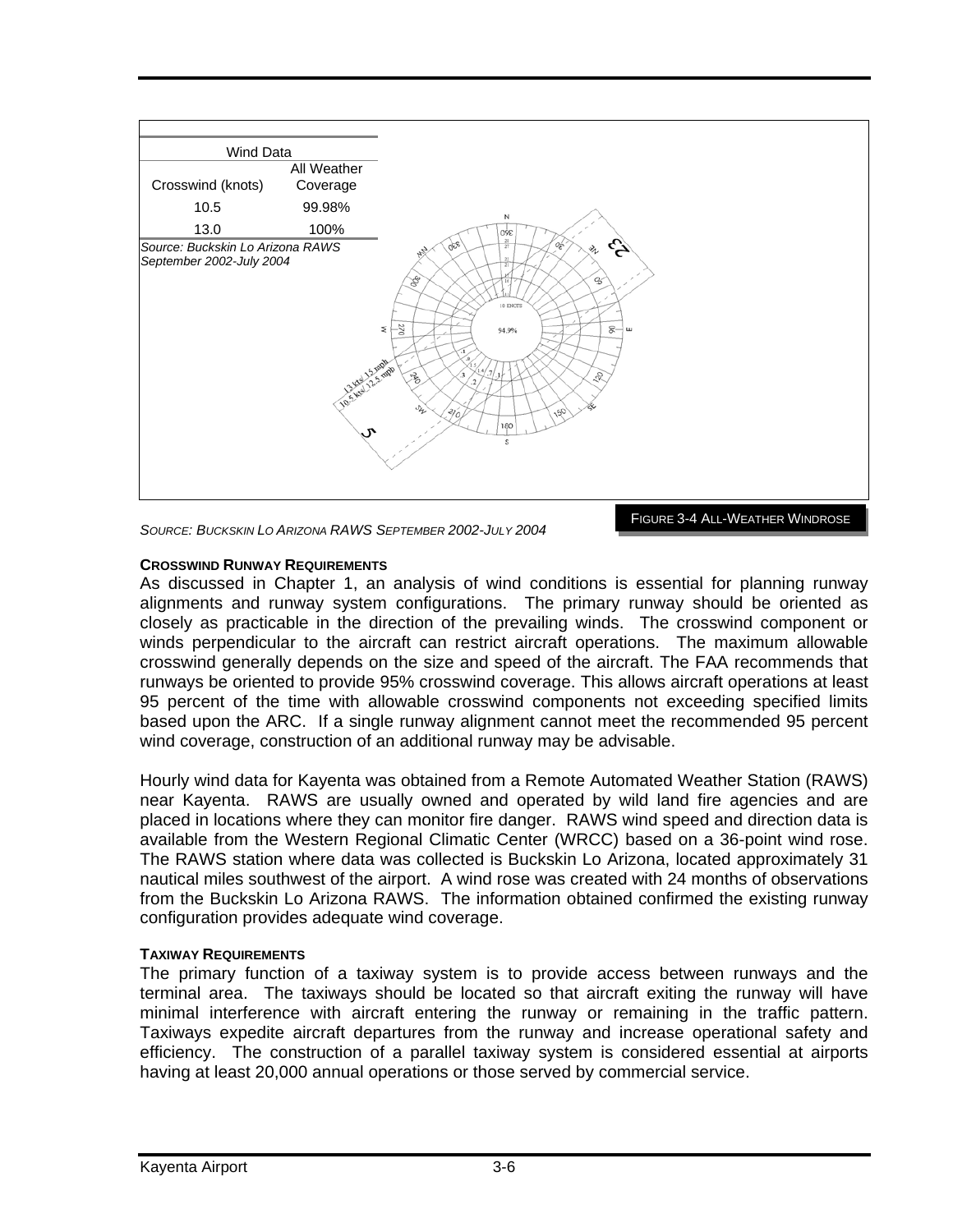| Wind Data | |
|---|---|
| Crosswind (knots) | All Weather Coverage |
| 10.5 | 99.98% |
| 13.0 | 100% |

*Source: Buckskin Lo Arizona RAWS September 2002-July 2004*

*SOURCE: BUCKSKIN LO ARIZONA RAWS SEPTEMBER 2002-JULY 2004*

FIGURE 3-4 ALL-WEATHER WINDROSE

#### CROSSWIND RUNWAY REQUIREMENTS

As discussed in Chapter 1, an analysis of wind conditions is essential for planning runway alignments and runway system configurations. The primary runway should be oriented as closely as practicable in the direction of the prevailing winds. The crosswind component or winds perpendicular to the aircraft can restrict aircraft operations. The maximum allowable crosswind generally depends on the size and speed of the aircraft. The FAA recommends that runways be oriented to provide 95% crosswind coverage. This allows aircraft operations at least 95 percent of the time with allowable crosswind components not exceeding specified limits based upon the ARC. If a single runway alignment cannot meet the recommended 95 percent wind coverage, construction of an additional runway may be advisable.

Hourly wind data for Kayenta was obtained from a Remote Automated Weather Station (RAWS) near Kayenta. RAWS are usually owned and operated by wild land fire agencies and are placed in locations where they can monitor fire danger. RAWS wind speed and direction data is available from the Western Regional Climatic Center (WRCC) based on a 36-point wind rose. The RAWS station where data was collected is Buckskin Lo Arizona, located approximately 31 nautical miles southwest of the airport. A wind rose was created with 24 months of observations from the Buckskin Lo Arizona RAWS. The information obtained confirmed the existing runway configuration provides adequate wind coverage.

#### TAXIWAY REQUIREMENTS

The primary function of a taxiway system is to provide access between runways and the terminal area. The taxiways should be located so that aircraft exiting the runway will have minimal interference with aircraft entering the runway or remaining in the traffic pattern. Taxiways expedite aircraft departures from the runway and increase operational safety and efficiency. The construction of a parallel taxiway system is considered essential at airports having at least 20,000 annual operations or those served by commercial service.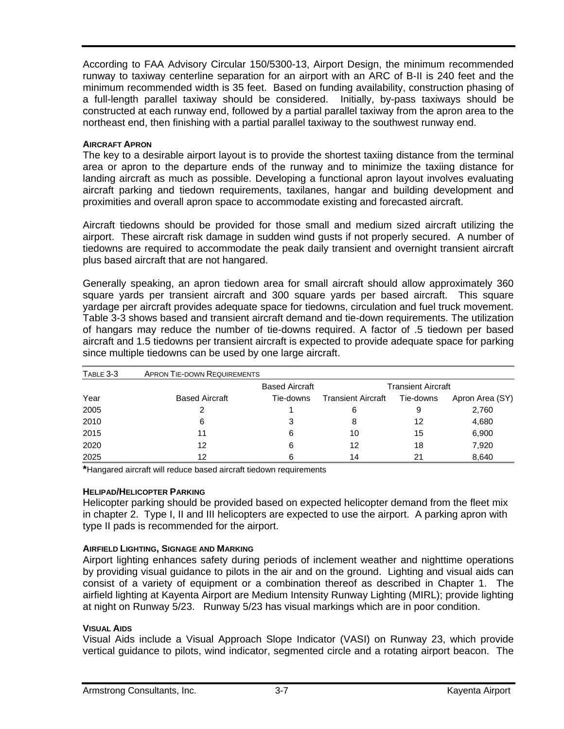According to FAA Advisory Circular 150/5300-13, Airport Design, the minimum recommended runway to taxiway centerline separation for an airport with an ARC of B-II is 240 feet and the minimum recommended width is 35 feet. Based on funding availability, construction phasing of a full-length parallel taxiway should be considered. Initially, by-pass taxiways should be constructed at each runway end, followed by a partial parallel taxiway from the apron area to the northeast end, then finishing with a partial parallel taxiway to the southwest runway end.

#### AIRCRAFT APRON

The key to a desirable airport layout is to provide the shortest taxiing distance from the terminal area or apron to the departure ends of the runway and to minimize the taxiing distance for landing aircraft as much as possible. Developing a functional apron layout involves evaluating aircraft parking and tiedown requirements, taxilanes, hangar and building development and proximities and overall apron space to accommodate existing and forecasted aircraft.

Aircraft tiedowns should be provided for those small and medium sized aircraft utilizing the airport. These aircraft risk damage in sudden wind gusts if not properly secured. A number of tiedowns are required to accommodate the peak daily transient and overnight transient aircraft plus based aircraft that are not hangared.

Generally speaking, an apron tiedown area for small aircraft should allow approximately 360 square yards per transient aircraft and 300 square yards per based aircraft. This square yardage per aircraft provides adequate space for tiedowns, circulation and fuel truck movement. Table 3-3 shows based and transient aircraft demand and tie-down requirements. The utilization of hangars may reduce the number of tie-downs required. A factor of .5 tiedown per based aircraft and 1.5 tiedowns per transient aircraft is expected to provide adequate space for parking since multiple tiedowns can be used by one large aircraft.

TABLE 3-3 APRON TIE-DOWN REQUIREMENTS

| | | Based Aircraft | | Transient Aircraft | |
|---|---|---|---|---|---|
| Year | Based Aircraft | Tie-downs | Transient Aircraft | Tie-downs | Apron Area (SY) |
| 2005 | 2 | 1 | 6 | 9 | 2,760 |
| 2010 | 6 | 3 | 8 | 12 | 4,680 |
| 2015 | 11 | 6 | 10 | 15 | 6,900 |
| 2020 | 12 | 6 | 12 | 18 | 7,920 |
| 2025 | 12 | 6 | 14 | 21 | 8,640 |

**\***Hangared aircraft will reduce based aircraft tiedown requirements

#### HELIPAD/HELICOPTER PARKING

Helicopter parking should be provided based on expected helicopter demand from the fleet mix in chapter 2. Type I, II and III helicopters are expected to use the airport. A parking apron with type II pads is recommended for the airport.

#### AIRFIELD LIGHTING, SIGNAGE AND MARKING

Airport lighting enhances safety during periods of inclement weather and nighttime operations by providing visual guidance to pilots in the air and on the ground. Lighting and visual aids can consist of a variety of equipment or a combination thereof as described in Chapter 1. The airfield lighting at Kayenta Airport are Medium Intensity Runway Lighting (MIRL); provide lighting at night on Runway 5/23. Runway 5/23 has visual markings which are in poor condition.

#### VISUAL AIDS

Visual Aids include a Visual Approach Slope Indicator (VASI) on Runway 23, which provide vertical guidance to pilots, wind indicator, segmented circle and a rotating airport beacon. The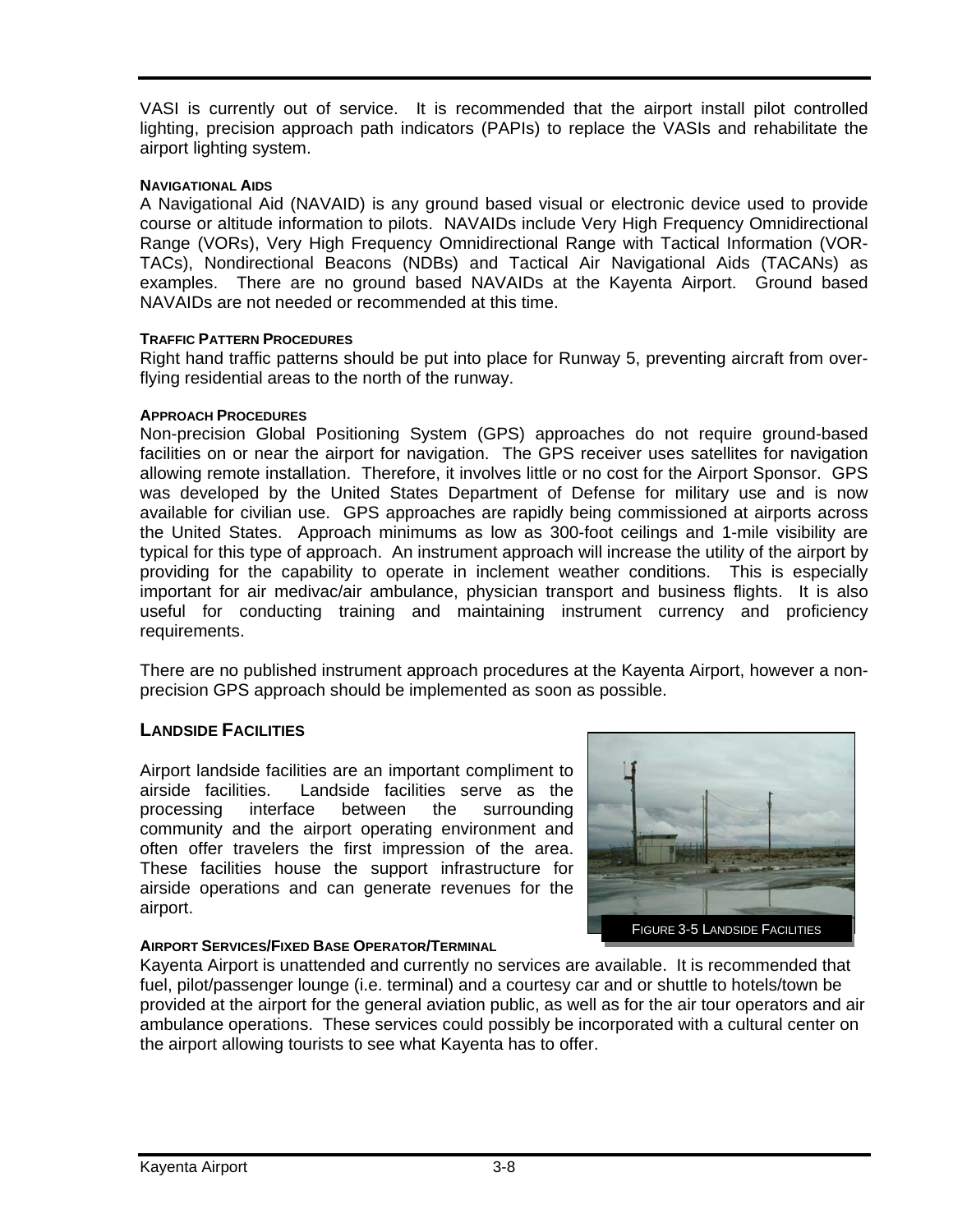VASI is currently out of service. It is recommended that the airport install pilot controlled lighting, precision approach path indicators (PAPIs) to replace the VASIs and rehabilitate the airport lighting system.

#### NAVIGATIONAL AIDS

A Navigational Aid (NAVAID) is any ground based visual or electronic device used to provide course or altitude information to pilots. NAVAIDs include Very High Frequency Omnidirectional Range (VORs), Very High Frequency Omnidirectional Range with Tactical Information (VOR-TACs), Nondirectional Beacons (NDBs) and Tactical Air Navigational Aids (TACANs) as examples. There are no ground based NAVAIDs at the Kayenta Airport. Ground based NAVAIDs are not needed or recommended at this time.

#### TRAFFIC PATTERN PROCEDURES

Right hand traffic patterns should be put into place for Runway 5, preventing aircraft from over-flying residential areas to the north of the runway.

#### APPROACH PROCEDURES

Non-precision Global Positioning System (GPS) approaches do not require ground-based facilities on or near the airport for navigation. The GPS receiver uses satellites for navigation allowing remote installation. Therefore, it involves little or no cost for the Airport Sponsor. GPS was developed by the United States Department of Defense for military use and is now available for civilian use. GPS approaches are rapidly being commissioned at airports across the United States. Approach minimums as low as 300-foot ceilings and 1-mile visibility are typical for this type of approach. An instrument approach will increase the utility of the airport by providing for the capability to operate in inclement weather conditions. This is especially important for air medivac/air ambulance, physician transport and business flights. It is also useful for conducting training and maintaining instrument currency and proficiency requirements.

There are no published instrument approach procedures at the Kayenta Airport, however a non-precision GPS approach should be implemented as soon as possible.

### LANDSIDE FACILITIES

Airport landside facilities are an important compliment to airside facilities. Landside facilities serve as the processing interface between the surrounding community and the airport operating environment and often offer travelers the first impression of the area. These facilities house the support infrastructure for airside operations and can generate revenues for the airport.

FIGURE 3-5 LANDSIDE FACILITIES

#### AIRPORT SERVICES/FIXED BASE OPERATOR/TERMINAL

Kayenta Airport is unattended and currently no services are available. It is recommended that fuel, pilot/passenger lounge (i.e. terminal) and a courtesy car and or shuttle to hotels/town be provided at the airport for the general aviation public, as well as for the air tour operators and air ambulance operations. These services could possibly be incorporated with a cultural center on the airport allowing tourists to see what Kayenta has to offer.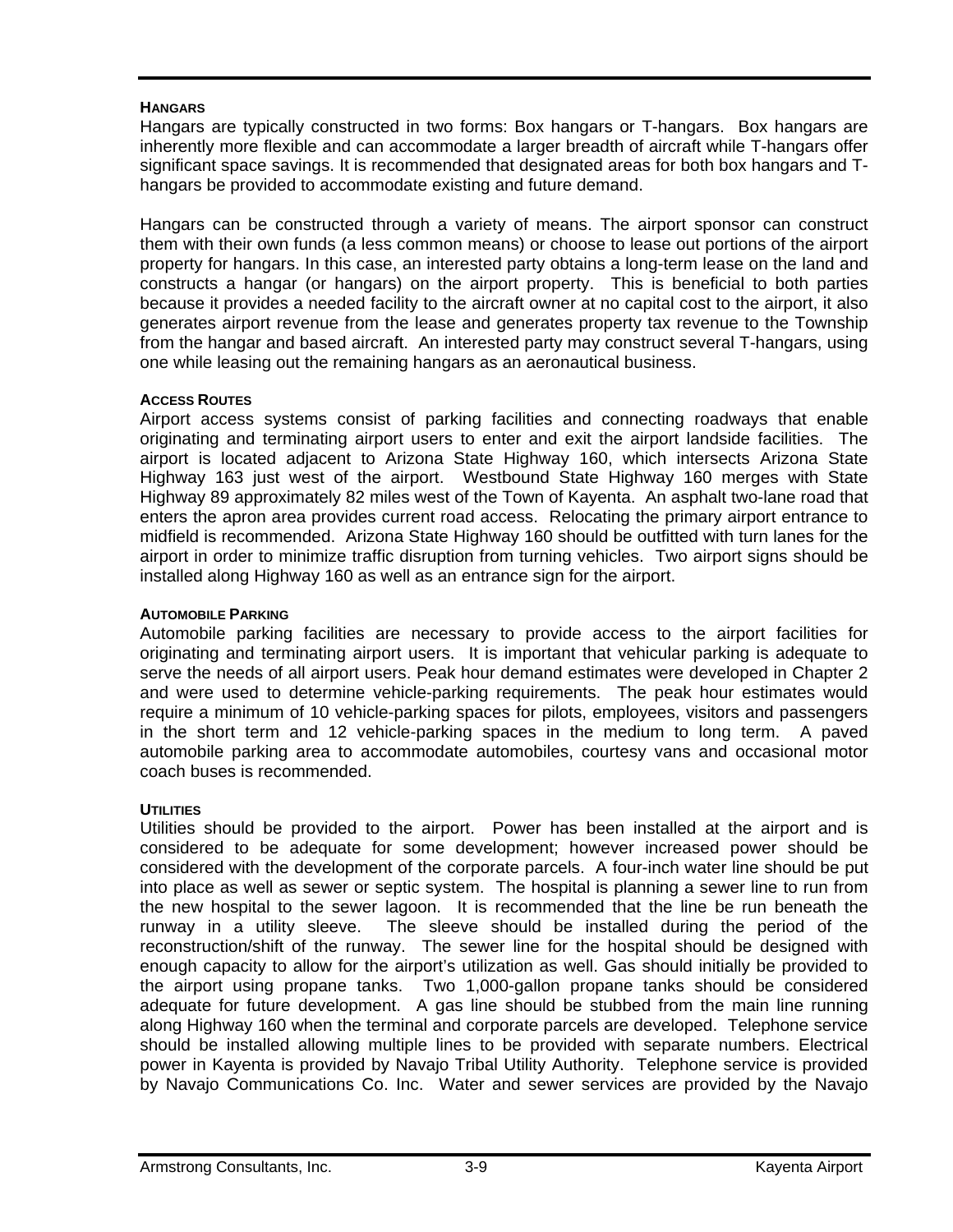#### HANGARS

Hangars are typically constructed in two forms: Box hangars or T-hangars. Box hangars are inherently more flexible and can accommodate a larger breadth of aircraft while T-hangars offer significant space savings. It is recommended that designated areas for both box hangars and T-hangars be provided to accommodate existing and future demand.

Hangars can be constructed through a variety of means. The airport sponsor can construct them with their own funds (a less common means) or choose to lease out portions of the airport property for hangars. In this case, an interested party obtains a long-term lease on the land and constructs a hangar (or hangars) on the airport property. This is beneficial to both parties because it provides a needed facility to the aircraft owner at no capital cost to the airport, it also generates airport revenue from the lease and generates property tax revenue to the Township from the hangar and based aircraft. An interested party may construct several T-hangars, using one while leasing out the remaining hangars as an aeronautical business.

#### ACCESS ROUTES

Airport access systems consist of parking facilities and connecting roadways that enable originating and terminating airport users to enter and exit the airport landside facilities. The airport is located adjacent to Arizona State Highway 160, which intersects Arizona State Highway 163 just west of the airport. Westbound State Highway 160 merges with State Highway 89 approximately 82 miles west of the Town of Kayenta. An asphalt two-lane road that enters the apron area provides current road access. Relocating the primary airport entrance to midfield is recommended. Arizona State Highway 160 should be outfitted with turn lanes for the airport in order to minimize traffic disruption from turning vehicles. Two airport signs should be installed along Highway 160 as well as an entrance sign for the airport.

#### AUTOMOBILE PARKING

Automobile parking facilities are necessary to provide access to the airport facilities for originating and terminating airport users. It is important that vehicular parking is adequate to serve the needs of all airport users. Peak hour demand estimates were developed in Chapter 2 and were used to determine vehicle-parking requirements. The peak hour estimates would require a minimum of 10 vehicle-parking spaces for pilots, employees, visitors and passengers in the short term and 12 vehicle-parking spaces in the medium to long term. A paved automobile parking area to accommodate automobiles, courtesy vans and occasional motor coach buses is recommended.

#### UTILITIES

Utilities should be provided to the airport. Power has been installed at the airport and is considered to be adequate for some development; however increased power should be considered with the development of the corporate parcels. A four-inch water line should be put into place as well as sewer or septic system. The hospital is planning a sewer line to run from the new hospital to the sewer lagoon. It is recommended that the line be run beneath the runway in a utility sleeve. The sleeve should be installed during the period of the reconstruction/shift of the runway. The sewer line for the hospital should be designed with enough capacity to allow for the airport's utilization as well. Gas should initially be provided to the airport using propane tanks. Two 1,000-gallon propane tanks should be considered adequate for future development. A gas line should be stubbed from the main line running along Highway 160 when the terminal and corporate parcels are developed. Telephone service should be installed allowing multiple lines to be provided with separate numbers. Electrical power in Kayenta is provided by Navajo Tribal Utility Authority. Telephone service is provided by Navajo Communications Co. Inc. Water and sewer services are provided by the Navajo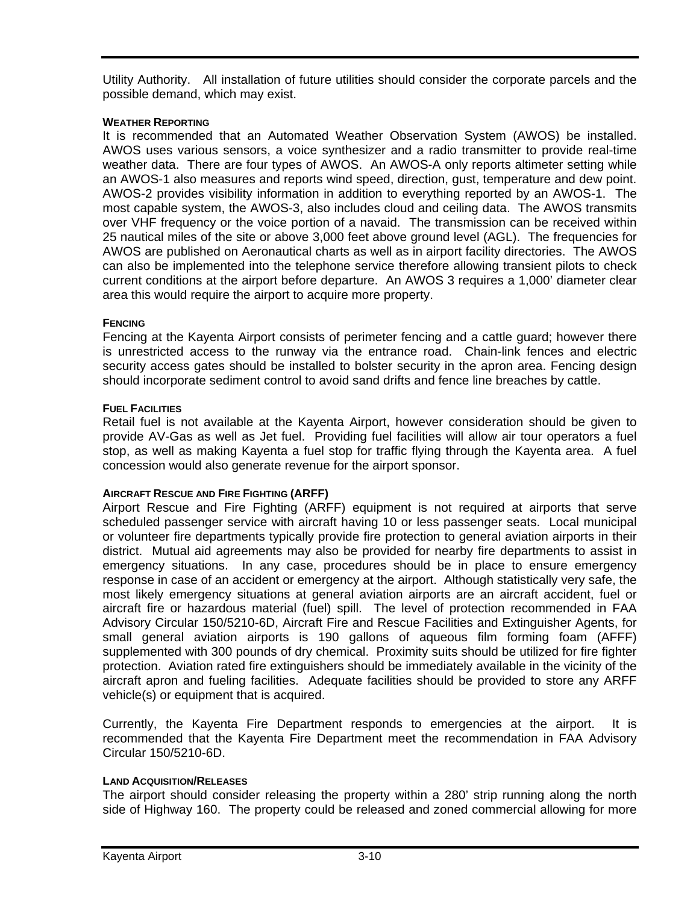Utility Authority.   All installation of future utilities should consider the corporate parcels and the possible demand, which may exist.

#### WEATHER REPORTING

It is recommended that an Automated Weather Observation System (AWOS) be installed. AWOS uses various sensors, a voice synthesizer and a radio transmitter to provide real-time weather data.  There are four types of AWOS.  An AWOS-A only reports altimeter setting while an AWOS-1 also measures and reports wind speed, direction, gust, temperature and dew point. AWOS-2 provides visibility information in addition to everything reported by an AWOS-1.  The most capable system, the AWOS-3, also includes cloud and ceiling data.  The AWOS transmits over VHF frequency or the voice portion of a navaid.  The transmission can be received within 25 nautical miles of the site or above 3,000 feet above ground level (AGL).  The frequencies for AWOS are published on Aeronautical charts as well as in airport facility directories.  The AWOS can also be implemented into the telephone service therefore allowing transient pilots to check current conditions at the airport before departure.  An AWOS 3 requires a 1,000' diameter clear area this would require the airport to acquire more property.

#### FENCING

Fencing at the Kayenta Airport consists of perimeter fencing and a cattle guard; however there is unrestricted access to the runway via the entrance road.  Chain-link fences and electric security access gates should be installed to bolster security in the apron area. Fencing design should incorporate sediment control to avoid sand drifts and fence line breaches by cattle.

#### FUEL FACILITIES

Retail fuel is not available at the Kayenta Airport, however consideration should be given to provide AV-Gas as well as Jet fuel.  Providing fuel facilities will allow air tour operators a fuel stop, as well as making Kayenta a fuel stop for traffic flying through the Kayenta area.  A fuel concession would also generate revenue for the airport sponsor.

#### AIRCRAFT RESCUE AND FIRE FIGHTING (ARFF)

Airport Rescue and Fire Fighting (ARFF) equipment is not required at airports that serve scheduled passenger service with aircraft having 10 or less passenger seats.  Local municipal or volunteer fire departments typically provide fire protection to general aviation airports in their district.  Mutual aid agreements may also be provided for nearby fire departments to assist in emergency situations.  In any case, procedures should be in place to ensure emergency response in case of an accident or emergency at the airport.  Although statistically very safe, the most likely emergency situations at general aviation airports are an aircraft accident, fuel or aircraft fire or hazardous material (fuel) spill.  The level of protection recommended in FAA Advisory Circular 150/5210-6D, Aircraft Fire and Rescue Facilities and Extinguisher Agents, for small general aviation airports is 190 gallons of aqueous film forming foam (AFFF) supplemented with 300 pounds of dry chemical.  Proximity suits should be utilized for fire fighter protection.  Aviation rated fire extinguishers should be immediately available in the vicinity of the aircraft apron and fueling facilities.  Adequate facilities should be provided to store any ARFF vehicle(s) or equipment that is acquired.

Currently, the Kayenta Fire Department responds to emergencies at the airport.  It is recommended that the Kayenta Fire Department meet the recommendation in FAA Advisory Circular 150/5210-6D.

#### LAND ACQUISITION/RELEASES

The airport should consider releasing the property within a 280' strip running along the north side of Highway 160.  The property could be released and zoned commercial allowing for more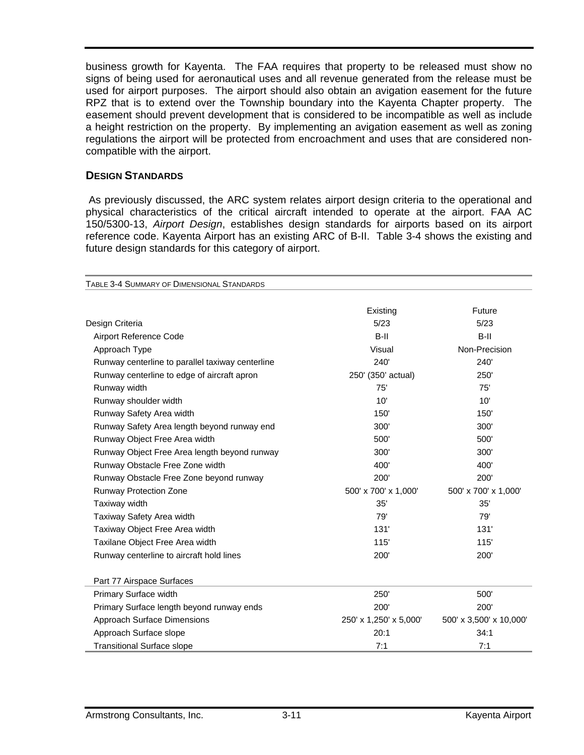business growth for Kayenta. The FAA requires that property to be released must show no signs of being used for aeronautical uses and all revenue generated from the release must be used for airport purposes. The airport should also obtain an avigation easement for the future RPZ that is to extend over the Township boundary into the Kayenta Chapter property. The easement should prevent development that is considered to be incompatible as well as include a height restriction on the property. By implementing an avigation easement as well as zoning regulations the airport will be protected from encroachment and uses that are considered non-compatible with the airport.

## DESIGN STANDARDS

As previously discussed, the ARC system relates airport design criteria to the operational and physical characteristics of the critical aircraft intended to operate at the airport. FAA AC 150/5300-13, *Airport Design*, establishes design standards for airports based on its airport reference code. Kayenta Airport has an existing ARC of B-II. Table 3-4 shows the existing and future design standards for this category of airport.

TABLE 3-4 SUMMARY OF DIMENSIONAL STANDARDS

| | Existing | Future |
|---|---|---|
| Design Criteria | 5/23 | 5/23 |
| Airport Reference Code | B-II | B-II |
| Approach Type | Visual | Non-Precision |
| Runway centerline to parallel taxiway centerline | 240' | 240' |
| Runway centerline to edge of aircraft apron | 250' (350' actual) | 250' |
| Runway width | 75' | 75' |
| Runway shoulder width | 10' | 10' |
| Runway Safety Area width | 150' | 150' |
| Runway Safety Area length beyond runway end | 300' | 300' |
| Runway Object Free Area width | 500' | 500' |
| Runway Object Free Area length beyond runway | 300' | 300' |
| Runway Obstacle Free Zone width | 400' | 400' |
| Runway Obstacle Free Zone beyond runway | 200' | 200' |
| Runway Protection Zone | 500' x 700' x 1,000' | 500' x 700' x 1,000' |
| Taxiway width | 35' | 35' |
| Taxiway Safety Area width | 79' | 79' |
| Taxiway Object Free Area width | 131' | 131' |
| Taxilane Object Free Area width | 115' | 115' |
| Runway centerline to aircraft hold lines | 200' | 200' |
| | | |
| Part 77 Airspace Surfaces | | |
| Primary Surface width | 250' | 500' |
| Primary Surface length beyond runway ends | 200' | 200' |
| Approach Surface Dimensions | 250' x 1,250' x 5,000' | 500' x 3,500' x 10,000' |
| Approach Surface slope | 20:1 | 34:1 |
| Transitional Surface slope | 7:1 | 7:1 |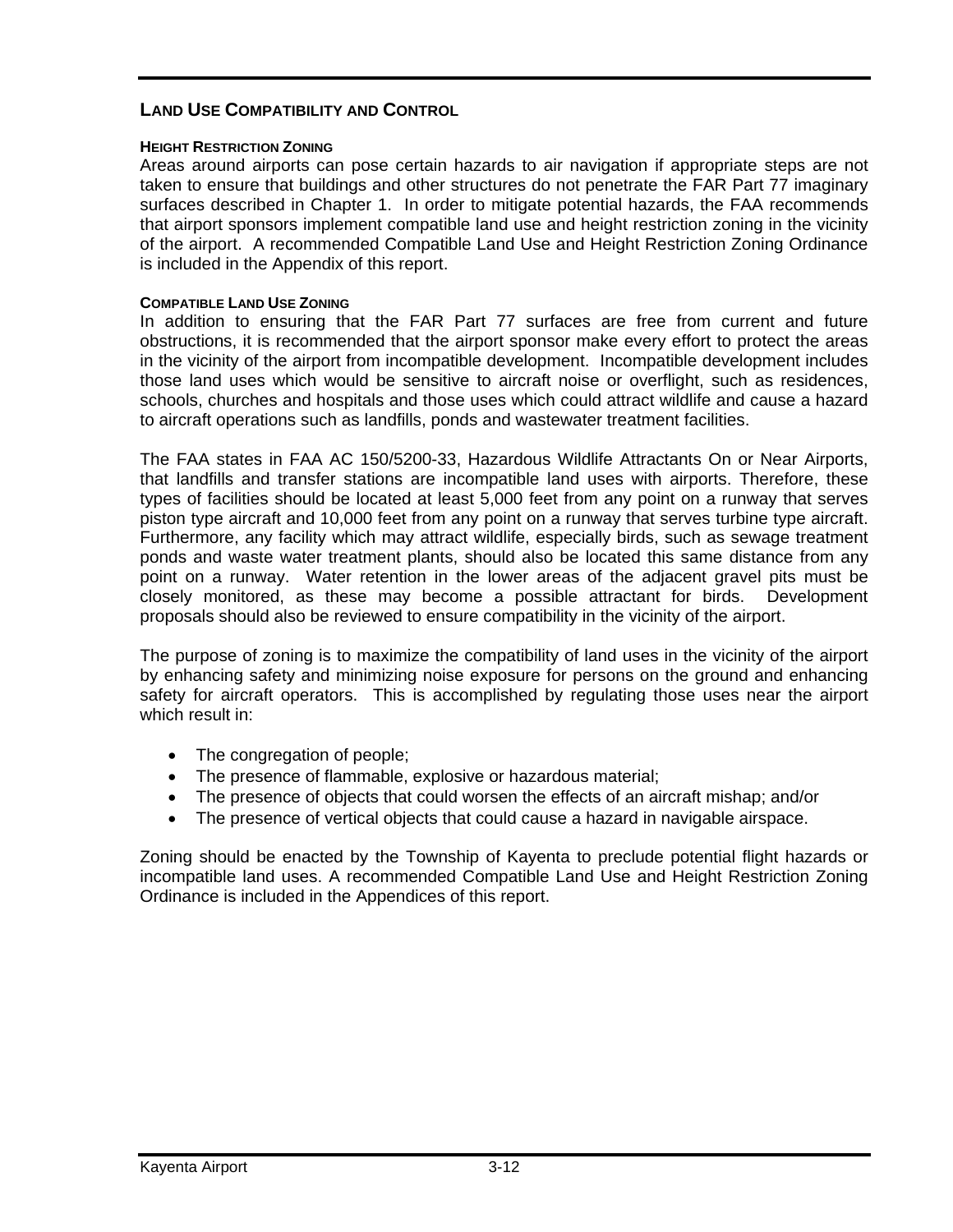## LAND USE COMPATIBILITY AND CONTROL

### HEIGHT RESTRICTION ZONING

Areas around airports can pose certain hazards to air navigation if appropriate steps are not taken to ensure that buildings and other structures do not penetrate the FAR Part 77 imaginary surfaces described in Chapter 1. In order to mitigate potential hazards, the FAA recommends that airport sponsors implement compatible land use and height restriction zoning in the vicinity of the airport. A recommended Compatible Land Use and Height Restriction Zoning Ordinance is included in the Appendix of this report.

### COMPATIBLE LAND USE ZONING

In addition to ensuring that the FAR Part 77 surfaces are free from current and future obstructions, it is recommended that the airport sponsor make every effort to protect the areas in the vicinity of the airport from incompatible development. Incompatible development includes those land uses which would be sensitive to aircraft noise or overflight, such as residences, schools, churches and hospitals and those uses which could attract wildlife and cause a hazard to aircraft operations such as landfills, ponds and wastewater treatment facilities.

The FAA states in FAA AC 150/5200-33, Hazardous Wildlife Attractants On or Near Airports, that landfills and transfer stations are incompatible land uses with airports. Therefore, these types of facilities should be located at least 5,000 feet from any point on a runway that serves piston type aircraft and 10,000 feet from any point on a runway that serves turbine type aircraft. Furthermore, any facility which may attract wildlife, especially birds, such as sewage treatment ponds and waste water treatment plants, should also be located this same distance from any point on a runway. Water retention in the lower areas of the adjacent gravel pits must be closely monitored, as these may become a possible attractant for birds. Development proposals should also be reviewed to ensure compatibility in the vicinity of the airport.

The purpose of zoning is to maximize the compatibility of land uses in the vicinity of the airport by enhancing safety and minimizing noise exposure for persons on the ground and enhancing safety for aircraft operators. This is accomplished by regulating those uses near the airport which result in:

- The congregation of people;
- The presence of flammable, explosive or hazardous material;
- The presence of objects that could worsen the effects of an aircraft mishap; and/or
- The presence of vertical objects that could cause a hazard in navigable airspace.

Zoning should be enacted by the Township of Kayenta to preclude potential flight hazards or incompatible land uses. A recommended Compatible Land Use and Height Restriction Zoning Ordinance is included in the Appendices of this report.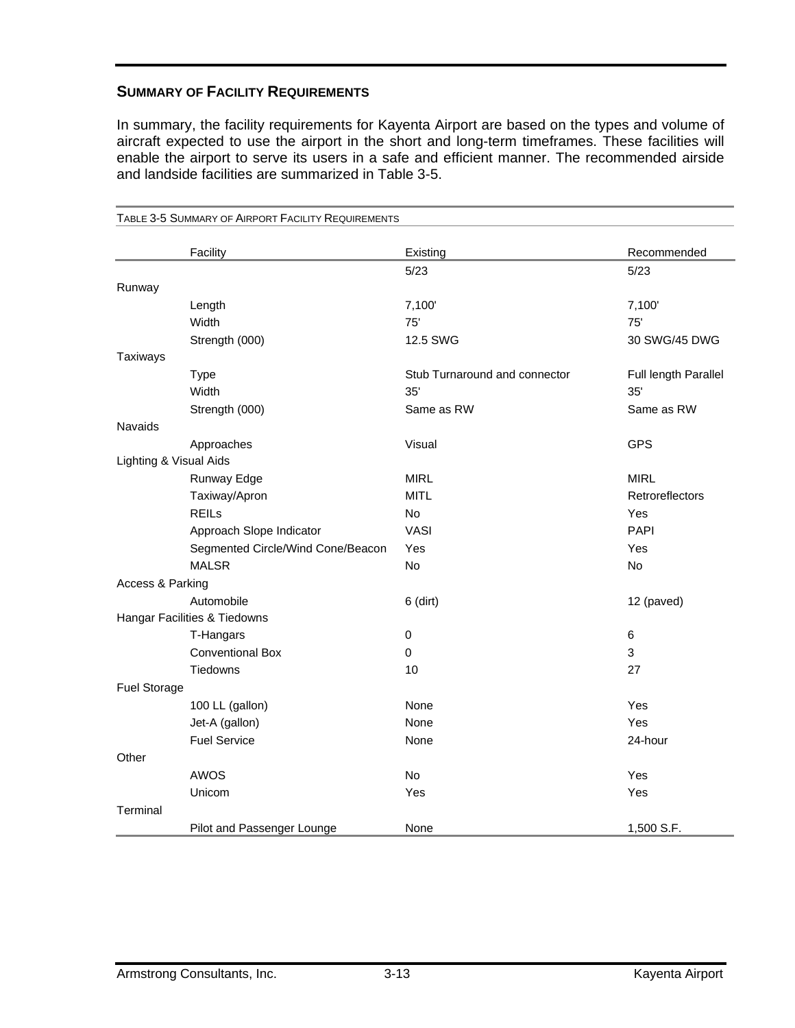## SUMMARY OF FACILITY REQUIREMENTS

In summary, the facility requirements for Kayenta Airport are based on the types and volume of aircraft expected to use the airport in the short and long-term timeframes. These facilities will enable the airport to serve its users in a safe and efficient manner. The recommended airside and landside facilities are summarized in Table 3-5.

TABLE 3-5 SUMMARY OF AIRPORT FACILITY REQUIREMENTS

| | Facility | Existing | Recommended |
|---|---|---|---|
| | | 5/23 | 5/23 |
| Runway | | | |
| | Length | 7,100' | 7,100' |
| | Width | 75' | 75' |
| | Strength (000) | 12.5 SWG | 30 SWG/45 DWG |
| Taxiways | | | |
| | Type | Stub Turnaround and connector | Full length Parallel |
| | Width | 35' | 35' |
| | Strength (000) | Same as RW | Same as RW |
| Navaids | | | |
| | Approaches | Visual | GPS |
| Lighting & Visual Aids | | | |
| | Runway Edge | MIRL | MIRL |
| | Taxiway/Apron | MITL | Retroreflectors |
| | REILs | No | Yes |
| | Approach Slope Indicator | VASI | PAPI |
| | Segmented Circle/Wind Cone/Beacon | Yes | Yes |
| | MALSR | No | No |
| Access & Parking | | | |
| | Automobile | 6 (dirt) | 12 (paved) |
| Hangar Facilities & Tiedowns | | | |
| | T-Hangars | 0 | 6 |
| | Conventional Box | 0 | 3 |
| | Tiedowns | 10 | 27 |
| Fuel Storage | | | |
| | 100 LL (gallon) | None | Yes |
| | Jet-A (gallon) | None | Yes |
| | Fuel Service | None | 24-hour |
| Other | | | |
| | AWOS | No | Yes |
| | Unicom | Yes | Yes |
| Terminal | | | |
| | Pilot and Passenger Lounge | None | 1,500 S.F. |